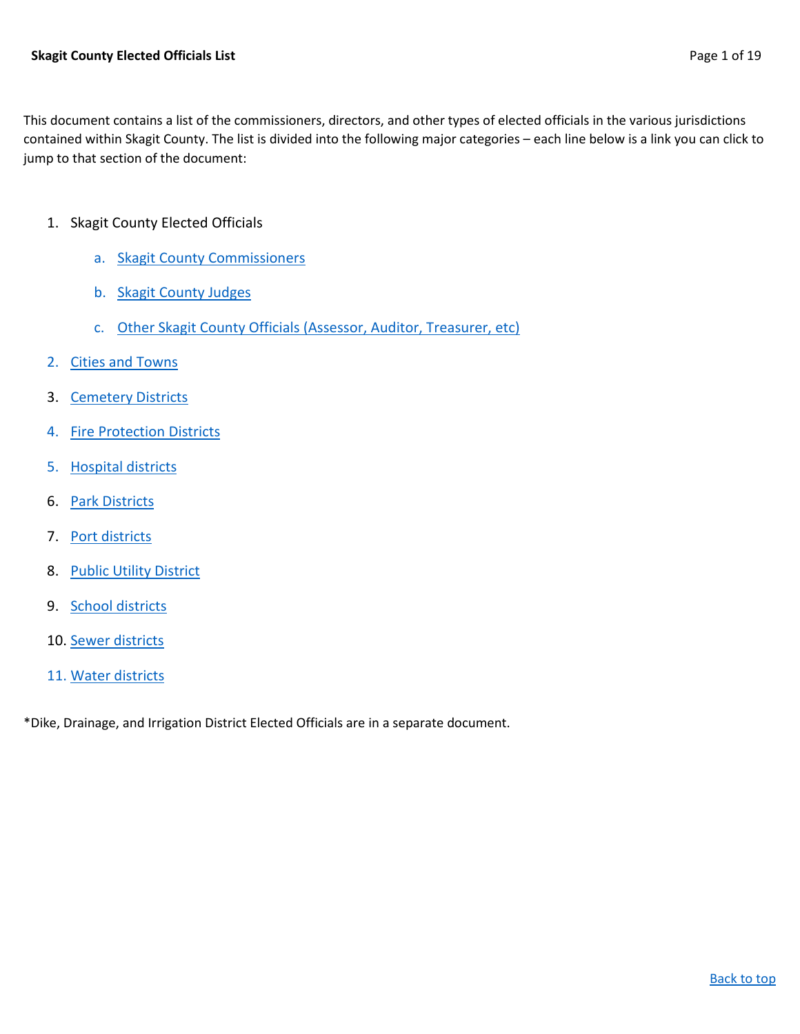# Skagit County Elected Officials List

This document contains a list of the commissioners, directors, and other types of elected officials in the various jurisdictions contained within Skagit County. The list is divided into the following major categories – each line below is a link you can click to jump to that section of the document:

1. Skagit County Elected Officials
   a. Skagit County Commissioners
   b. Skagit County Judges
   c. Other Skagit County Officials (Assessor, Auditor, Treasurer, etc)
2. Cities and Towns
3. Cemetery Districts
4. Fire Protection Districts
5. Hospital districts
6. Park Districts
7. Port districts
8. Public Utility District
9. School districts
10. Sewer districts
11. Water districts

*Dike, Drainage, and Irrigation District Elected Officials are in a separate document.

Back to top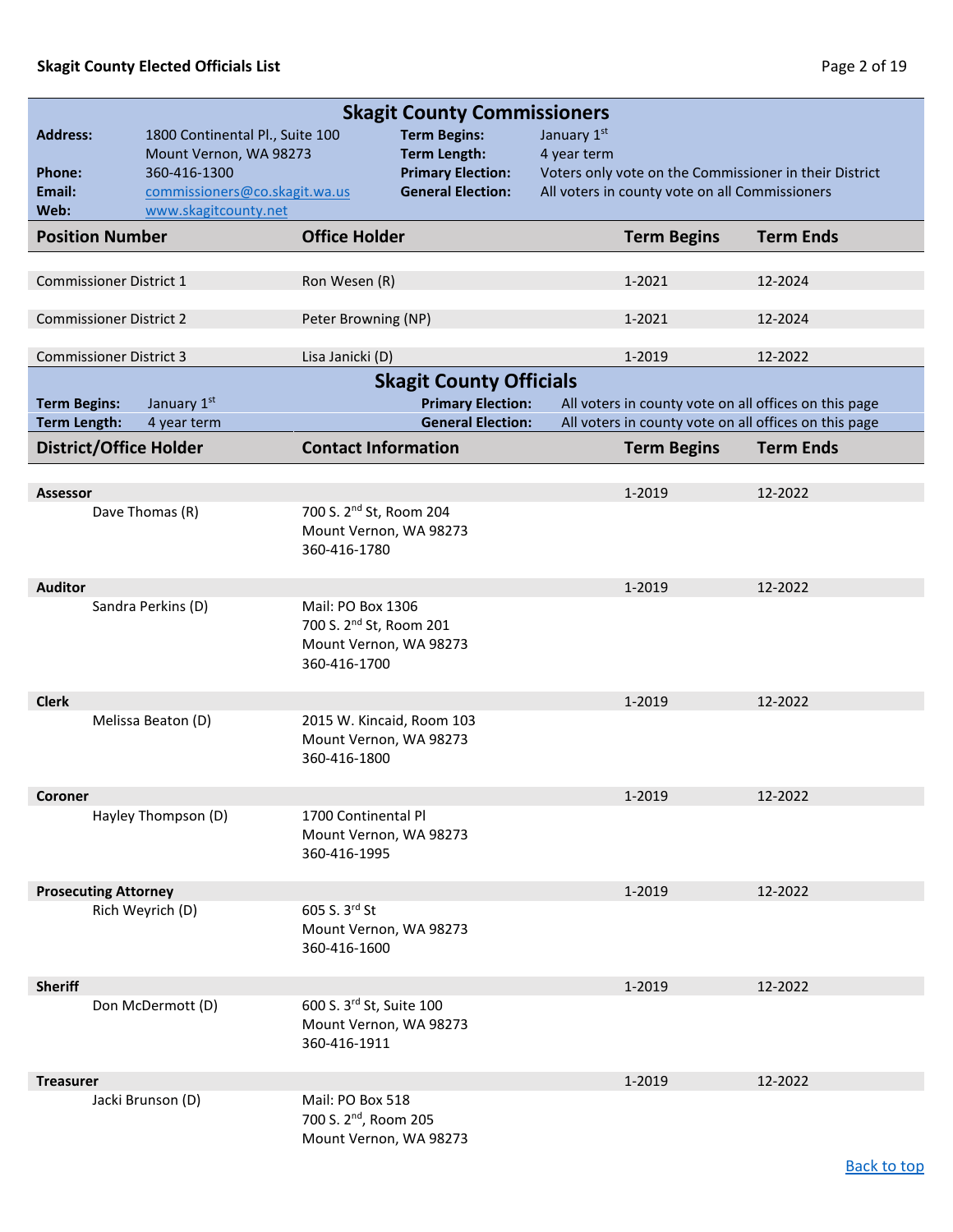## Skagit County Commissioners

**Address:** 1800 Continental Pl., Suite 100, Mount Vernon, WA 98273
**Phone:** 360-416-1300
**Email:** commissioners@co.skagit.wa.us
**Web:** www.skagitcounty.net

**Term Begins:** January 1st
**Term Length:** 4 year term
**Primary Election:** Voters only vote on the Commissioner in their District
**General Election:** All voters in county vote on all Commissioners

| Position Number | Office Holder | Term Begins | Term Ends |
|---|---|---|---|
| Commissioner District 1 | Ron Wesen (R) | 1-2021 | 12-2024 |
| Commissioner District 2 | Peter Browning (NP) | 1-2021 | 12-2024 |
| Commissioner District 3 | Lisa Janicki (D) | 1-2019 | 12-2022 |

## Skagit County Officials

**Term Begins:** January 1st
**Term Length:** 4 year term
**Primary Election:** All voters in county vote on all offices on this page
**General Election:** All voters in county vote on all offices on this page

| District/Office Holder | Contact Information | Term Begins | Term Ends |
|---|---|---|---|
| **Assessor** | | 1-2019 | 12-2022 |
| Dave Thomas (R) | 700 S. 2nd St, Room 204<br>Mount Vernon, WA 98273<br>360-416-1780 | | |
| **Auditor** | | 1-2019 | 12-2022 |
| Sandra Perkins (D) | Mail: PO Box 1306<br>700 S. 2nd St, Room 201<br>Mount Vernon, WA 98273<br>360-416-1700 | | |
| **Clerk** | | 1-2019 | 12-2022 |
| Melissa Beaton (D) | 2015 W. Kincaid, Room 103<br>Mount Vernon, WA 98273<br>360-416-1800 | | |
| **Coroner** | | 1-2019 | 12-2022 |
| Hayley Thompson (D) | 1700 Continental Pl<br>Mount Vernon, WA 98273<br>360-416-1995 | | |
| **Prosecuting Attorney** | | 1-2019 | 12-2022 |
| Rich Weyrich (D) | 605 S. 3rd St<br>Mount Vernon, WA 98273<br>360-416-1600 | | |
| **Sheriff** | | 1-2019 | 12-2022 |
| Don McDermott (D) | 600 S. 3rd St, Suite 100<br>Mount Vernon, WA 98273<br>360-416-1911 | | |
| **Treasurer** | | 1-2019 | 12-2022 |
| Jacki Brunson (D) | Mail: PO Box 518<br>700 S. 2nd, Room 205<br>Mount Vernon, WA 98273 | | |

Back to top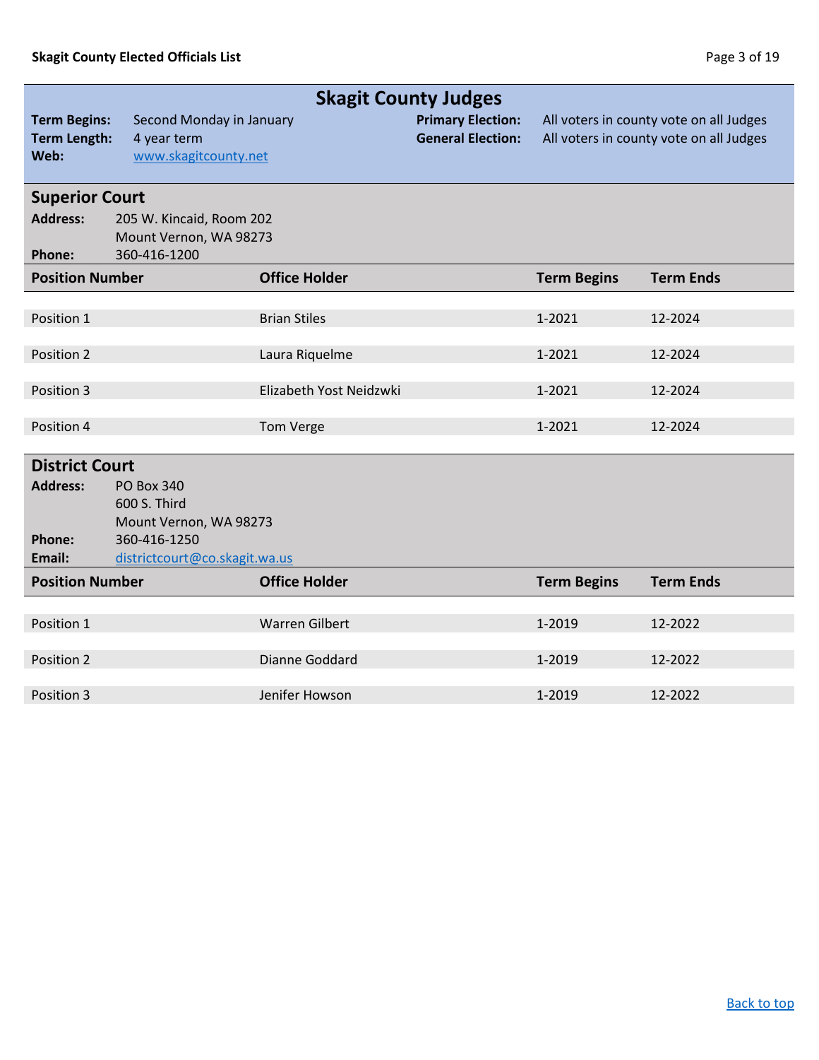# Skagit County Judges

**Term Begins:** Second Monday in January
**Term Length:** 4 year term
**Web:** [www.skagitcounty.net](www.skagitcounty.net)

**Primary Election:** All voters in county vote on all Judges
**General Election:** All voters in county vote on all Judges

## Superior Court

**Address:** 205 W. Kincaid, Room 202
Mount Vernon, WA 98273
**Phone:** 360-416-1200

| Position Number | Office Holder | Term Begins | Term Ends |
|---|---|---|---|
| Position 1 | Brian Stiles | 1-2021 | 12-2024 |
| Position 2 | Laura Riquelme | 1-2021 | 12-2024 |
| Position 3 | Elizabeth Yost Neidzwki | 1-2021 | 12-2024 |
| Position 4 | Tom Verge | 1-2021 | 12-2024 |

## District Court

**Address:** PO Box 340
600 S. Third
Mount Vernon, WA 98273
**Phone:** 360-416-1250
**Email:** [districtcourt@co.skagit.wa.us](mailto:districtcourt@co.skagit.wa.us)

| Position Number | Office Holder | Term Begins | Term Ends |
|---|---|---|---|
| Position 1 | Warren Gilbert | 1-2019 | 12-2022 |
| Position 2 | Dianne Goddard | 1-2019 | 12-2022 |
| Position 3 | Jenifer Howson | 1-2019 | 12-2022 |

[Back to top](#)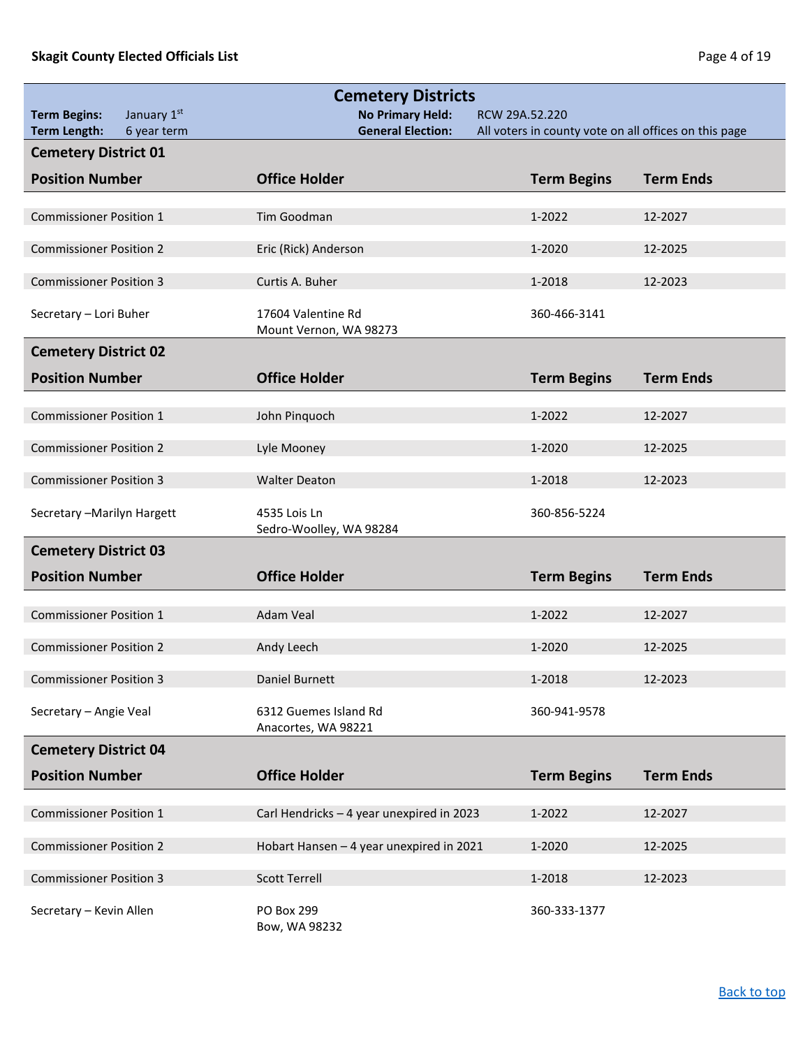## Cemetery Districts

**Term Begins:** January 1st
**Term Length:** 6 year term
**No Primary Held:** RCW 29A.52.220
**General Election:** All voters in county vote on all offices on this page

### Cemetery District 01

| Position Number | Office Holder | Term Begins | Term Ends |
|---|---|---|---|
| Commissioner Position 1 | Tim Goodman | 1-2022 | 12-2027 |
| Commissioner Position 2 | Eric (Rick) Anderson | 1-2020 | 12-2025 |
| Commissioner Position 3 | Curtis A. Buher | 1-2018 | 12-2023 |
| Secretary – Lori Buher | 17604 Valentine Rd<br>Mount Vernon, WA 98273 | 360-466-3141 | |

### Cemetery District 02

| Position Number | Office Holder | Term Begins | Term Ends |
|---|---|---|---|
| Commissioner Position 1 | John Pinquoch | 1-2022 | 12-2027 |
| Commissioner Position 2 | Lyle Mooney | 1-2020 | 12-2025 |
| Commissioner Position 3 | Walter Deaton | 1-2018 | 12-2023 |
| Secretary –Marilyn Hargett | 4535 Lois Ln<br>Sedro-Woolley, WA 98284 | 360-856-5224 | |

### Cemetery District 03

| Position Number | Office Holder | Term Begins | Term Ends |
|---|---|---|---|
| Commissioner Position 1 | Adam Veal | 1-2022 | 12-2027 |
| Commissioner Position 2 | Andy Leech | 1-2020 | 12-2025 |
| Commissioner Position 3 | Daniel Burnett | 1-2018 | 12-2023 |
| Secretary – Angie Veal | 6312 Guemes Island Rd<br>Anacortes, WA 98221 | 360-941-9578 | |

### Cemetery District 04

| Position Number | Office Holder | Term Begins | Term Ends |
|---|---|---|---|
| Commissioner Position 1 | Carl Hendricks – 4 year unexpired in 2023 | 1-2022 | 12-2027 |
| Commissioner Position 2 | Hobart Hansen – 4 year unexpired in 2021 | 1-2020 | 12-2025 |
| Commissioner Position 3 | Scott Terrell | 1-2018 | 12-2023 |
| Secretary – Kevin Allen | PO Box 299<br>Bow, WA 98232 | 360-333-1377 | |

Back to top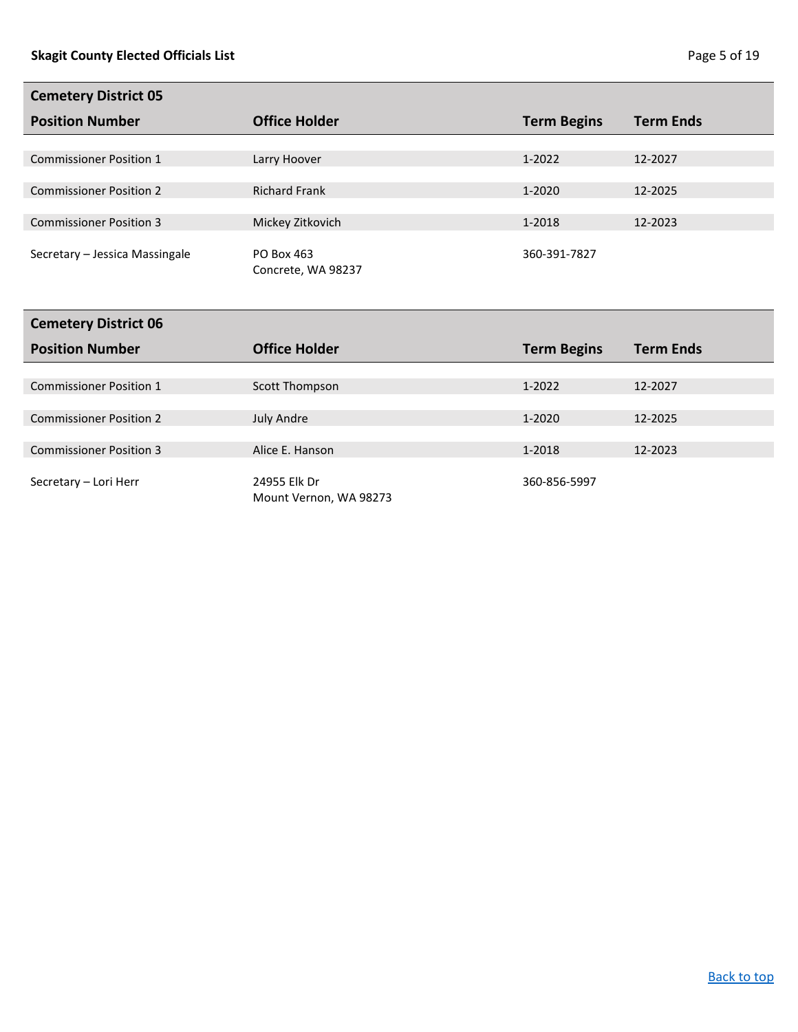## Cemetery District 05

| Position Number | Office Holder | Term Begins | Term Ends |
|---|---|---|---|
| Commissioner Position 1 | Larry Hoover | 1-2022 | 12-2027 |
| Commissioner Position 2 | Richard Frank | 1-2020 | 12-2025 |
| Commissioner Position 3 | Mickey Zitkovich | 1-2018 | 12-2023 |
| Secretary – Jessica Massingale | PO Box 463<br>Concrete, WA 98237 | 360-391-7827 | |

## Cemetery District 06

| Position Number | Office Holder | Term Begins | Term Ends |
|---|---|---|---|
| Commissioner Position 1 | Scott Thompson | 1-2022 | 12-2027 |
| Commissioner Position 2 | July Andre | 1-2020 | 12-2025 |
| Commissioner Position 3 | Alice E. Hanson | 1-2018 | 12-2023 |
| Secretary – Lori Herr | 24955 Elk Dr<br>Mount Vernon, WA 98273 | 360-856-5997 | |

[Back to top]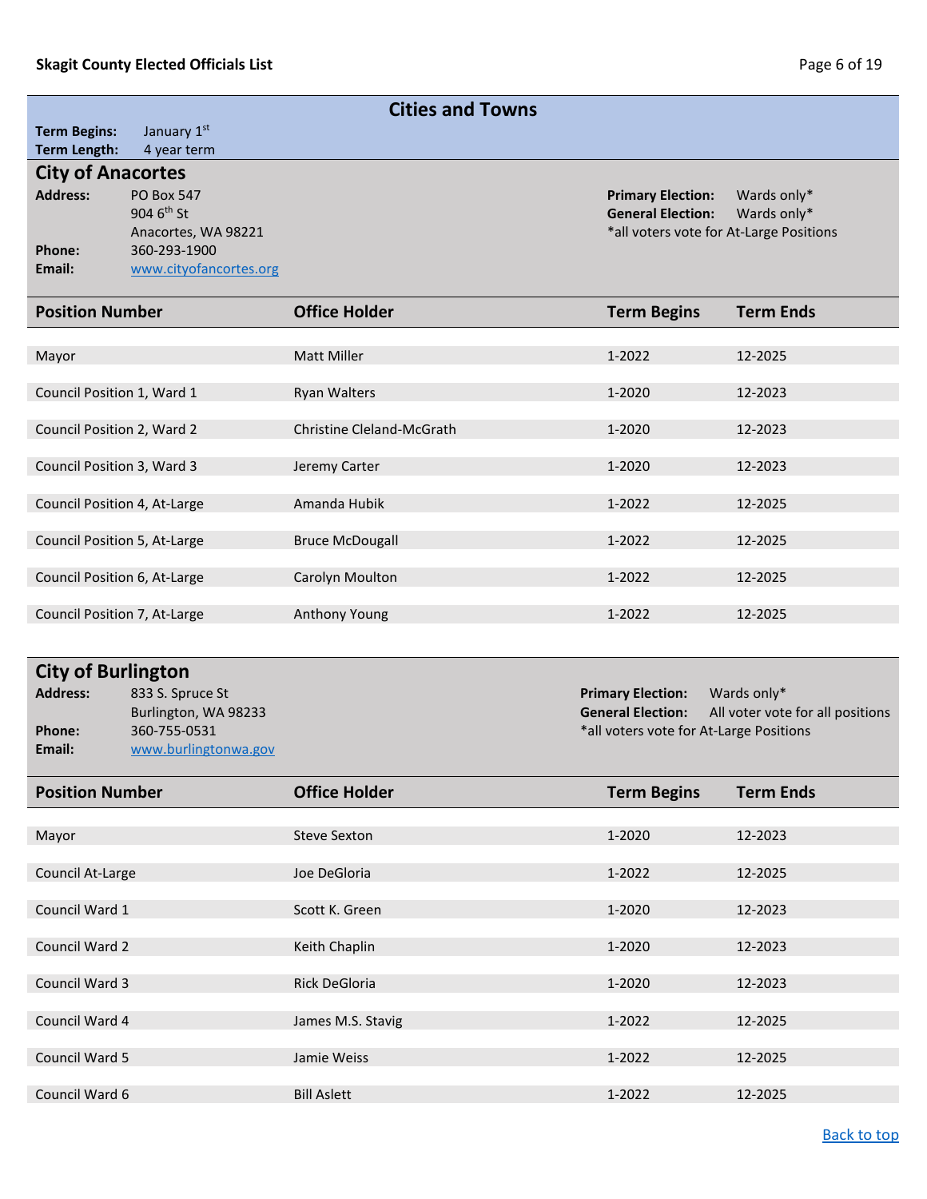## Cities and Towns

**Term Begins:** January 1st
**Term Length:** 4 year term

### City of Anacortes

**Address:** PO Box 547
904 6th St
Anacortes, WA 98221
**Phone:** 360-293-1900
**Email:** [www.cityofancortes.org](www.cityofancortes.org)

**Primary Election:** Wards only*
**General Election:** Wards only*
*all voters vote for At-Large Positions

| Position Number | Office Holder | Term Begins | Term Ends |
|---|---|---|---|
| Mayor | Matt Miller | 1-2022 | 12-2025 |
| Council Position 1, Ward 1 | Ryan Walters | 1-2020 | 12-2023 |
| Council Position 2, Ward 2 | Christine Cleland-McGrath | 1-2020 | 12-2023 |
| Council Position 3, Ward 3 | Jeremy Carter | 1-2020 | 12-2023 |
| Council Position 4, At-Large | Amanda Hubik | 1-2022 | 12-2025 |
| Council Position 5, At-Large | Bruce McDougall | 1-2022 | 12-2025 |
| Council Position 6, At-Large | Carolyn Moulton | 1-2022 | 12-2025 |
| Council Position 7, At-Large | Anthony Young | 1-2022 | 12-2025 |

### City of Burlington

**Address:** 833 S. Spruce St
Burlington, WA 98233
**Phone:** 360-755-0531
**Email:** [www.burlingtonwa.gov](www.burlingtonwa.gov)

**Primary Election:** Wards only*
**General Election:** All voter vote for all positions
*all voters vote for At-Large Positions

| Position Number | Office Holder | Term Begins | Term Ends |
|---|---|---|---|
| Mayor | Steve Sexton | 1-2020 | 12-2023 |
| Council At-Large | Joe DeGloria | 1-2022 | 12-2025 |
| Council Ward 1 | Scott K. Green | 1-2020 | 12-2023 |
| Council Ward 2 | Keith Chaplin | 1-2020 | 12-2023 |
| Council Ward 3 | Rick DeGloria | 1-2020 | 12-2023 |
| Council Ward 4 | James M.S. Stavig | 1-2022 | 12-2025 |
| Council Ward 5 | Jamie Weiss | 1-2022 | 12-2025 |
| Council Ward 6 | Bill Aslett | 1-2022 | 12-2025 |

Back to top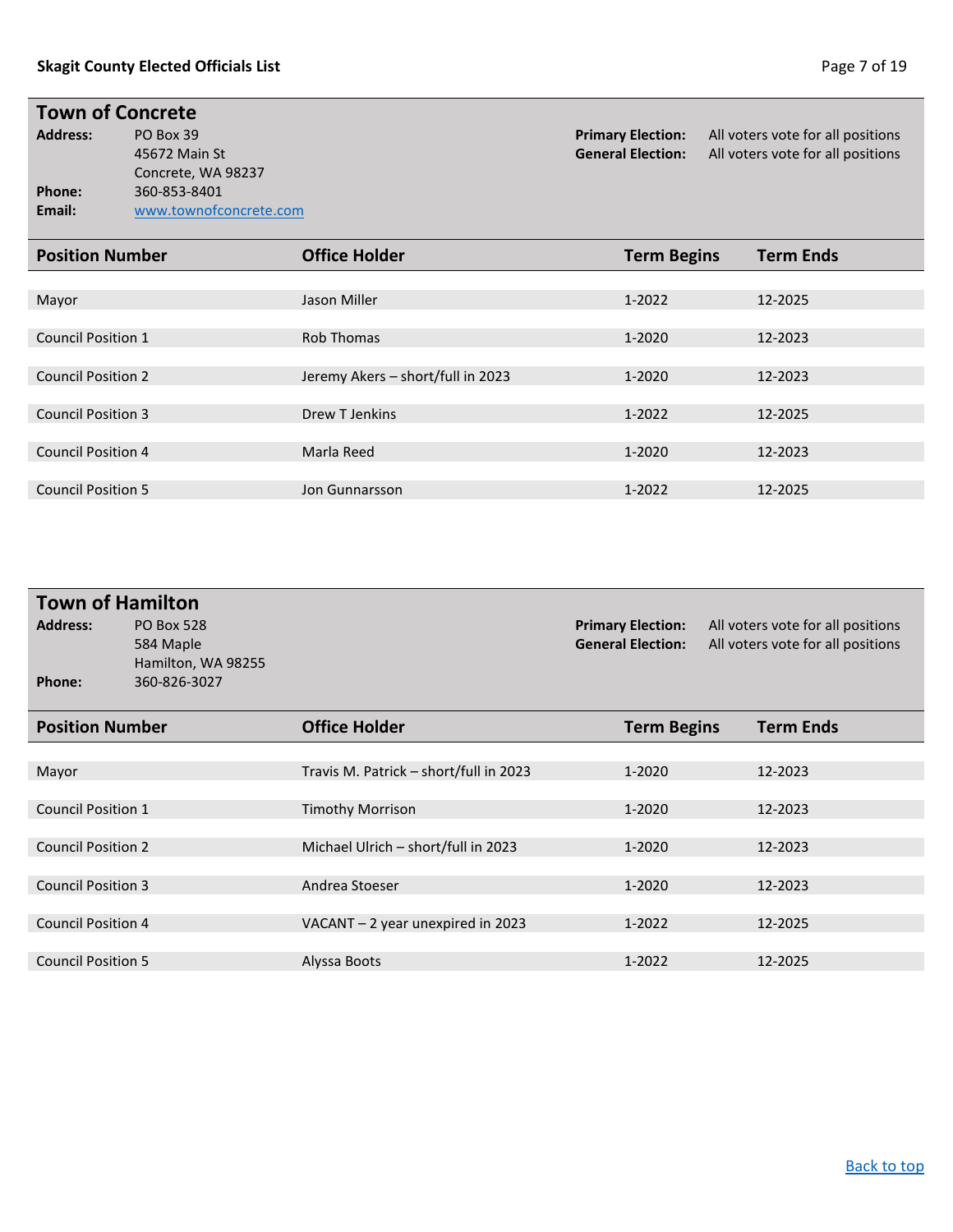## Town of Concrete

**Address:** PO Box 39
45672 Main St
Concrete, WA 98237
**Phone:** 360-853-8401
**Email:** www.townofconcrete.com

**Primary Election:** All voters vote for all positions
**General Election:** All voters vote for all positions

| Position Number | Office Holder | Term Begins | Term Ends |
|---|---|---|---|
| Mayor | Jason Miller | 1-2022 | 12-2025 |
| Council Position 1 | Rob Thomas | 1-2020 | 12-2023 |
| Council Position 2 | Jeremy Akers – short/full in 2023 | 1-2020 | 12-2023 |
| Council Position 3 | Drew T Jenkins | 1-2022 | 12-2025 |
| Council Position 4 | Marla Reed | 1-2020 | 12-2023 |
| Council Position 5 | Jon Gunnarsson | 1-2022 | 12-2025 |

## Town of Hamilton

**Address:** PO Box 528
584 Maple
Hamilton, WA 98255
**Phone:** 360-826-3027

**Primary Election:** All voters vote for all positions
**General Election:** All voters vote for all positions

| Position Number | Office Holder | Term Begins | Term Ends |
|---|---|---|---|
| Mayor | Travis M. Patrick – short/full in 2023 | 1-2020 | 12-2023 |
| Council Position 1 | Timothy Morrison | 1-2020 | 12-2023 |
| Council Position 2 | Michael Ulrich – short/full in 2023 | 1-2020 | 12-2023 |
| Council Position 3 | Andrea Stoeser | 1-2020 | 12-2023 |
| Council Position 4 | VACANT – 2 year unexpired in 2023 | 1-2022 | 12-2025 |
| Council Position 5 | Alyssa Boots | 1-2022 | 12-2025 |

Back to top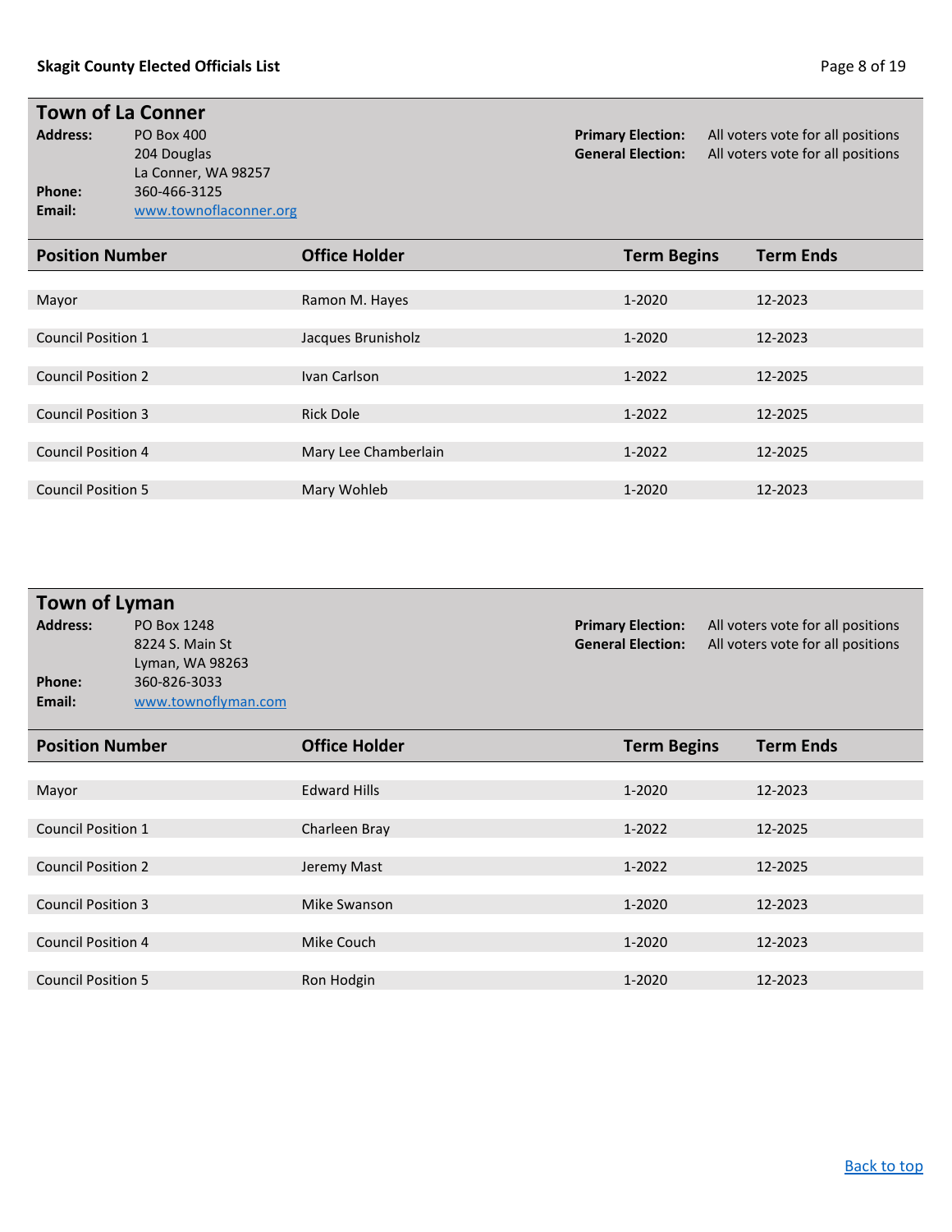## Town of La Conner

**Address:** PO Box 400
204 Douglas
La Conner, WA 98257
**Phone:** 360-466-3125
**Email:** www.townoflaconner.org

**Primary Election:** All voters vote for all positions
**General Election:** All voters vote for all positions

| Position Number | Office Holder | Term Begins | Term Ends |
|---|---|---|---|
| Mayor | Ramon M. Hayes | 1-2020 | 12-2023 |
| Council Position 1 | Jacques Brunisholz | 1-2020 | 12-2023 |
| Council Position 2 | Ivan Carlson | 1-2022 | 12-2025 |
| Council Position 3 | Rick Dole | 1-2022 | 12-2025 |
| Council Position 4 | Mary Lee Chamberlain | 1-2022 | 12-2025 |
| Council Position 5 | Mary Wohleb | 1-2020 | 12-2023 |

## Town of Lyman

**Address:** PO Box 1248
8224 S. Main St
Lyman, WA 98263
**Phone:** 360-826-3033
**Email:** www.townoflyman.com

**Primary Election:** All voters vote for all positions
**General Election:** All voters vote for all positions

| Position Number | Office Holder | Term Begins | Term Ends |
|---|---|---|---|
| Mayor | Edward Hills | 1-2020 | 12-2023 |
| Council Position 1 | Charleen Bray | 1-2022 | 12-2025 |
| Council Position 2 | Jeremy Mast | 1-2022 | 12-2025 |
| Council Position 3 | Mike Swanson | 1-2020 | 12-2023 |
| Council Position 4 | Mike Couch | 1-2020 | 12-2023 |
| Council Position 5 | Ron Hodgin | 1-2020 | 12-2023 |

Back to top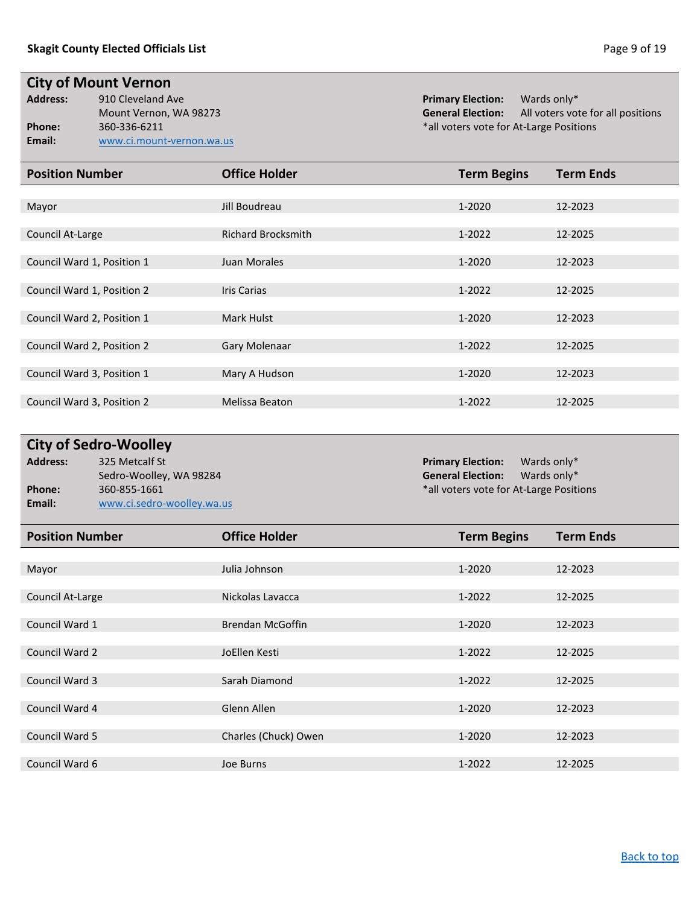## City of Mount Vernon

**Address:** 910 Cleveland Ave
Mount Vernon, WA 98273
**Phone:** 360-336-6211
**Email:** [www.ci.mount-vernon.wa.us](www.ci.mount-vernon.wa.us)

**Primary Election:** Wards only*
**General Election:** All voters vote for all positions
*all voters vote for At-Large Positions

| Position Number | Office Holder | Term Begins | Term Ends |
|---|---|---|---|
| Mayor | Jill Boudreau | 1-2020 | 12-2023 |
| Council At-Large | Richard Brocksmith | 1-2022 | 12-2025 |
| Council Ward 1, Position 1 | Juan Morales | 1-2020 | 12-2023 |
| Council Ward 1, Position 2 | Iris Carias | 1-2022 | 12-2025 |
| Council Ward 2, Position 1 | Mark Hulst | 1-2020 | 12-2023 |
| Council Ward 2, Position 2 | Gary Molenaar | 1-2022 | 12-2025 |
| Council Ward 3, Position 1 | Mary A Hudson | 1-2020 | 12-2023 |
| Council Ward 3, Position 2 | Melissa Beaton | 1-2022 | 12-2025 |

## City of Sedro-Woolley

**Address:** 325 Metcalf St
Sedro-Woolley, WA 98284
**Phone:** 360-855-1661
**Email:** [www.ci.sedro-woolley.wa.us](www.ci.sedro-woolley.wa.us)

**Primary Election:** Wards only*
**General Election:** Wards only*
*all voters vote for At-Large Positions

| Position Number | Office Holder | Term Begins | Term Ends |
|---|---|---|---|
| Mayor | Julia Johnson | 1-2020 | 12-2023 |
| Council At-Large | Nickolas Lavacca | 1-2022 | 12-2025 |
| Council Ward 1 | Brendan McGoffin | 1-2020 | 12-2023 |
| Council Ward 2 | JoEllen Kesti | 1-2022 | 12-2025 |
| Council Ward 3 | Sarah Diamond | 1-2022 | 12-2025 |
| Council Ward 4 | Glenn Allen | 1-2020 | 12-2023 |
| Council Ward 5 | Charles (Chuck) Owen | 1-2020 | 12-2023 |
| Council Ward 6 | Joe Burns | 1-2022 | 12-2025 |

[Back to top](#)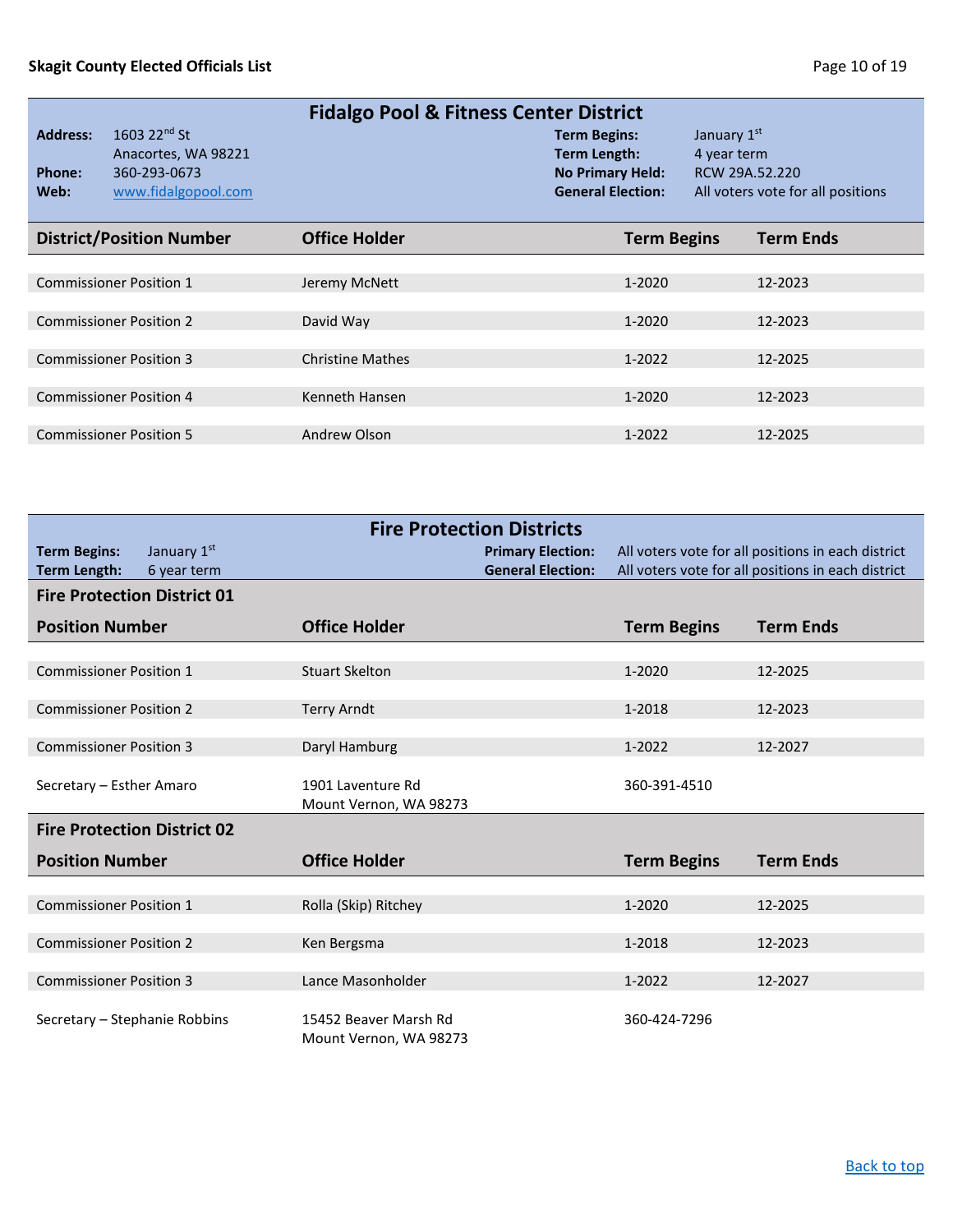## Fidalgo Pool & Fitness Center District

**Address:** 1603 22nd St
Anacortes, WA 98221
**Phone:** 360-293-0673
**Web:** [www.fidalgopool.com](http://www.fidalgopool.com)

**Term Begins:** January 1st
**Term Length:** 4 year term
**No Primary Held:** RCW 29A.52.220
**General Election:** All voters vote for all positions

| District/Position Number | Office Holder | Term Begins | Term Ends |
|---|---|---|---|
| Commissioner Position 1 | Jeremy McNett | 1-2020 | 12-2023 |
| Commissioner Position 2 | David Way | 1-2020 | 12-2023 |
| Commissioner Position 3 | Christine Mathes | 1-2022 | 12-2025 |
| Commissioner Position 4 | Kenneth Hansen | 1-2020 | 12-2023 |
| Commissioner Position 5 | Andrew Olson | 1-2022 | 12-2025 |

## Fire Protection Districts

**Term Begins:** January 1st
**Term Length:** 6 year term
**Primary Election:** All voters vote for all positions in each district
**General Election:** All voters vote for all positions in each district

### Fire Protection District 01

| Position Number | Office Holder | Term Begins | Term Ends |
|---|---|---|---|
| Commissioner Position 1 | Stuart Skelton | 1-2020 | 12-2025 |
| Commissioner Position 2 | Terry Arndt | 1-2018 | 12-2023 |
| Commissioner Position 3 | Daryl Hamburg | 1-2022 | 12-2027 |
| Secretary – Esther Amaro | 1901 Laventure Rd<br>Mount Vernon, WA 98273 | 360-391-4510 | |

### Fire Protection District 02

| Position Number | Office Holder | Term Begins | Term Ends |
|---|---|---|---|
| Commissioner Position 1 | Rolla (Skip) Ritchey | 1-2020 | 12-2025 |
| Commissioner Position 2 | Ken Bergsma | 1-2018 | 12-2023 |
| Commissioner Position 3 | Lance Masonholder | 1-2022 | 12-2027 |
| Secretary – Stephanie Robbins | 15452 Beaver Marsh Rd<br>Mount Vernon, WA 98273 | 360-424-7296 | |

Back to top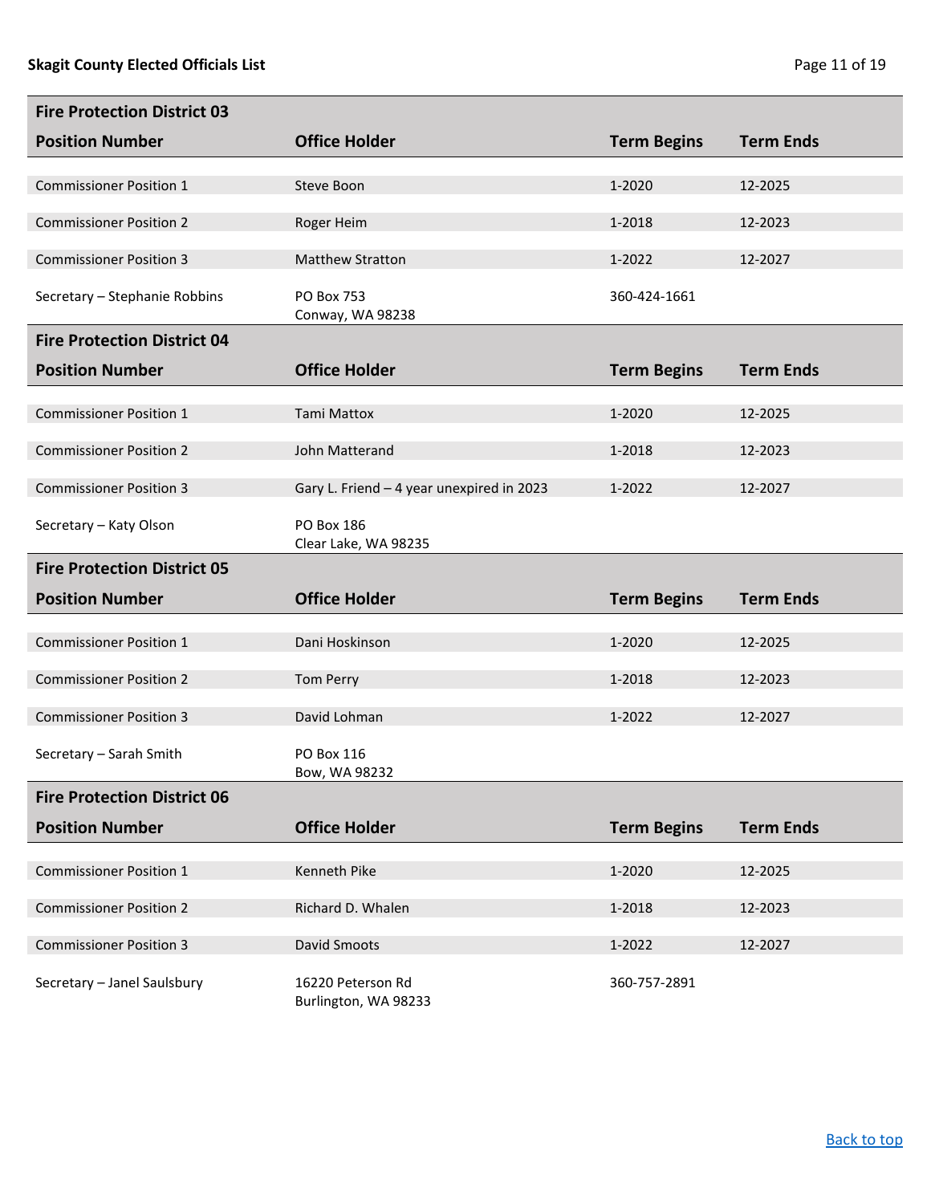## Fire Protection District 03

| Position Number | Office Holder | Term Begins | Term Ends |
|---|---|---|---|
| Commissioner Position 1 | Steve Boon | 1-2020 | 12-2025 |
| Commissioner Position 2 | Roger Heim | 1-2018 | 12-2023 |
| Commissioner Position 3 | Matthew Stratton | 1-2022 | 12-2027 |
| Secretary – Stephanie Robbins | PO Box 753<br>Conway, WA 98238 | 360-424-1661 | |

## Fire Protection District 04

| Position Number | Office Holder | Term Begins | Term Ends |
|---|---|---|---|
| Commissioner Position 1 | Tami Mattox | 1-2020 | 12-2025 |
| Commissioner Position 2 | John Matterand | 1-2018 | 12-2023 |
| Commissioner Position 3 | Gary L. Friend – 4 year unexpired in 2023 | 1-2022 | 12-2027 |
| Secretary – Katy Olson | PO Box 186<br>Clear Lake, WA 98235 | | |

## Fire Protection District 05

| Position Number | Office Holder | Term Begins | Term Ends |
|---|---|---|---|
| Commissioner Position 1 | Dani Hoskinson | 1-2020 | 12-2025 |
| Commissioner Position 2 | Tom Perry | 1-2018 | 12-2023 |
| Commissioner Position 3 | David Lohman | 1-2022 | 12-2027 |
| Secretary – Sarah Smith | PO Box 116<br>Bow, WA 98232 | | |

## Fire Protection District 06

| Position Number | Office Holder | Term Begins | Term Ends |
|---|---|---|---|
| Commissioner Position 1 | Kenneth Pike | 1-2020 | 12-2025 |
| Commissioner Position 2 | Richard D. Whalen | 1-2018 | 12-2023 |
| Commissioner Position 3 | David Smoots | 1-2022 | 12-2027 |
| Secretary – Janel Saulsbury | 16220 Peterson Rd<br>Burlington, WA 98233 | 360-757-2891 | |

[Back to top]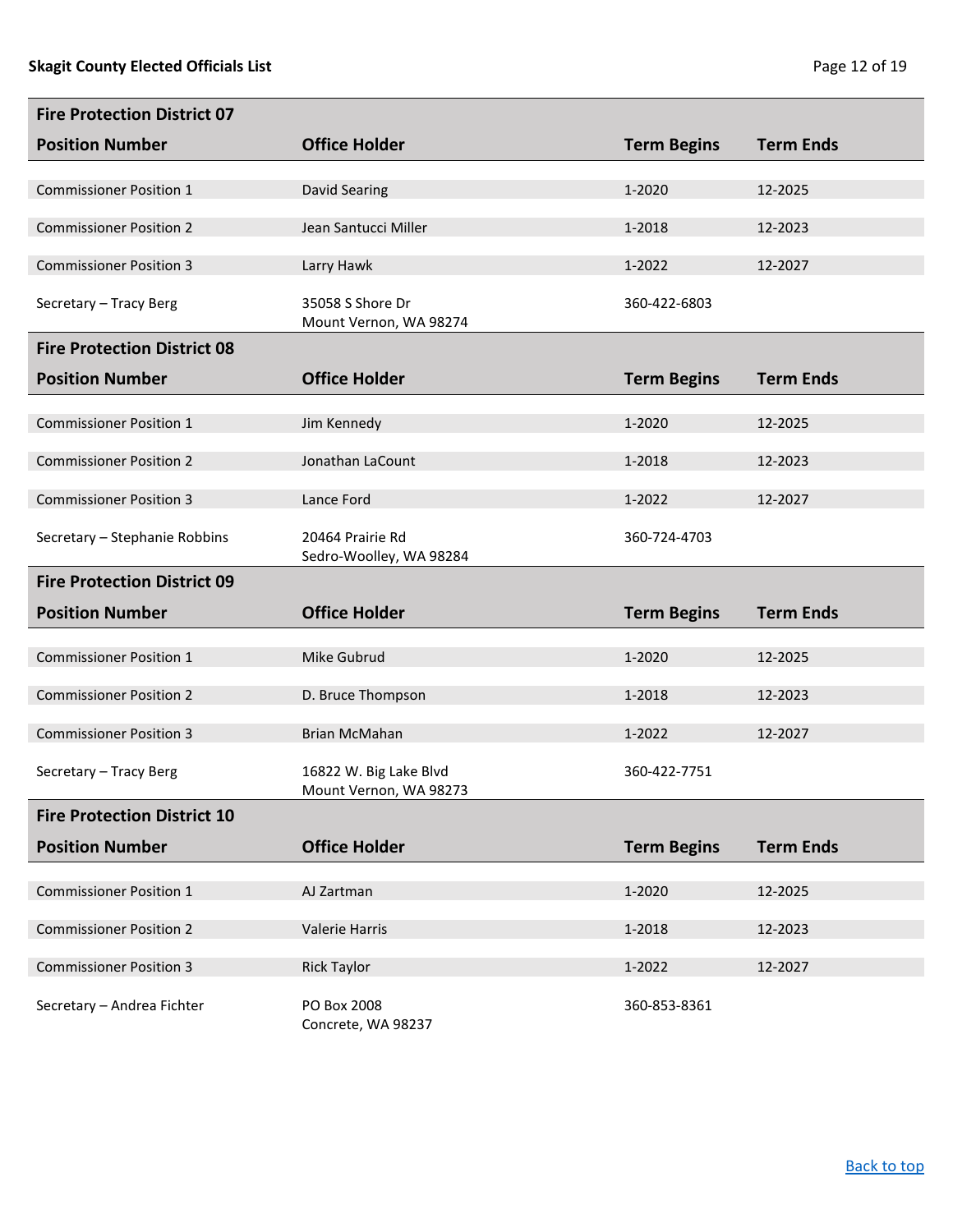## Fire Protection District 07

| Position Number | Office Holder | Term Begins | Term Ends |
|---|---|---|---|
| Commissioner Position 1 | David Searing | 1-2020 | 12-2025 |
| Commissioner Position 2 | Jean Santucci Miller | 1-2018 | 12-2023 |
| Commissioner Position 3 | Larry Hawk | 1-2022 | 12-2027 |
| Secretary – Tracy Berg | 35058 S Shore Dr Mount Vernon, WA 98274 | 360-422-6803 | |

## Fire Protection District 08

| Position Number | Office Holder | Term Begins | Term Ends |
|---|---|---|---|
| Commissioner Position 1 | Jim Kennedy | 1-2020 | 12-2025 |
| Commissioner Position 2 | Jonathan LaCount | 1-2018 | 12-2023 |
| Commissioner Position 3 | Lance Ford | 1-2022 | 12-2027 |
| Secretary – Stephanie Robbins | 20464 Prairie Rd Sedro-Woolley, WA 98284 | 360-724-4703 | |

## Fire Protection District 09

| Position Number | Office Holder | Term Begins | Term Ends |
|---|---|---|---|
| Commissioner Position 1 | Mike Gubrud | 1-2020 | 12-2025 |
| Commissioner Position 2 | D. Bruce Thompson | 1-2018 | 12-2023 |
| Commissioner Position 3 | Brian McMahan | 1-2022 | 12-2027 |
| Secretary – Tracy Berg | 16822 W. Big Lake Blvd Mount Vernon, WA 98273 | 360-422-7751 | |

## Fire Protection District 10

| Position Number | Office Holder | Term Begins | Term Ends |
|---|---|---|---|
| Commissioner Position 1 | AJ Zartman | 1-2020 | 12-2025 |
| Commissioner Position 2 | Valerie Harris | 1-2018 | 12-2023 |
| Commissioner Position 3 | Rick Taylor | 1-2022 | 12-2027 |
| Secretary – Andrea Fichter | PO Box 2008 Concrete, WA 98237 | 360-853-8361 | |

Back to top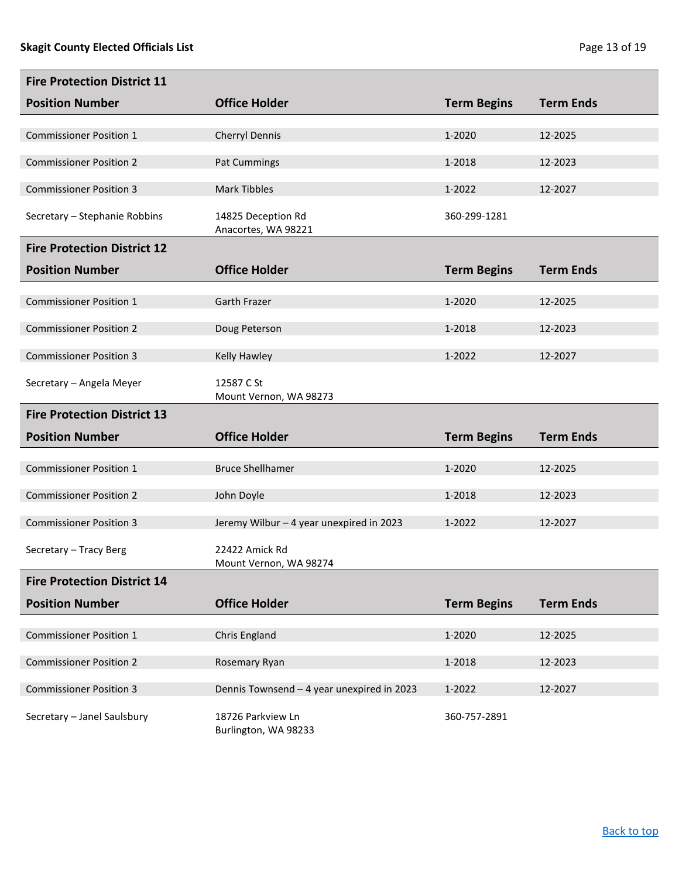## Fire Protection District 11

| Position Number | Office Holder | Term Begins | Term Ends |
|---|---|---|---|
| Commissioner Position 1 | Cherryl Dennis | 1-2020 | 12-2025 |
| Commissioner Position 2 | Pat Cummings | 1-2018 | 12-2023 |
| Commissioner Position 3 | Mark Tibbles | 1-2022 | 12-2027 |
| Secretary – Stephanie Robbins | 14825 Deception Rd<br>Anacortes, WA 98221 | 360-299-1281 | |

## Fire Protection District 12

| Position Number | Office Holder | Term Begins | Term Ends |
|---|---|---|---|
| Commissioner Position 1 | Garth Frazer | 1-2020 | 12-2025 |
| Commissioner Position 2 | Doug Peterson | 1-2018 | 12-2023 |
| Commissioner Position 3 | Kelly Hawley | 1-2022 | 12-2027 |
| Secretary – Angela Meyer | 12587 C St<br>Mount Vernon, WA 98273 | | |

## Fire Protection District 13

| Position Number | Office Holder | Term Begins | Term Ends |
|---|---|---|---|
| Commissioner Position 1 | Bruce Shellhamer | 1-2020 | 12-2025 |
| Commissioner Position 2 | John Doyle | 1-2018 | 12-2023 |
| Commissioner Position 3 | Jeremy Wilbur – 4 year unexpired in 2023 | 1-2022 | 12-2027 |
| Secretary – Tracy Berg | 22422 Amick Rd<br>Mount Vernon, WA 98274 | | |

## Fire Protection District 14

| Position Number | Office Holder | Term Begins | Term Ends |
|---|---|---|---|
| Commissioner Position 1 | Chris England | 1-2020 | 12-2025 |
| Commissioner Position 2 | Rosemary Ryan | 1-2018 | 12-2023 |
| Commissioner Position 3 | Dennis Townsend – 4 year unexpired in 2023 | 1-2022 | 12-2027 |
| Secretary – Janel Saulsbury | 18726 Parkview Ln<br>Burlington, WA 98233 | 360-757-2891 | |

[Back to top](#)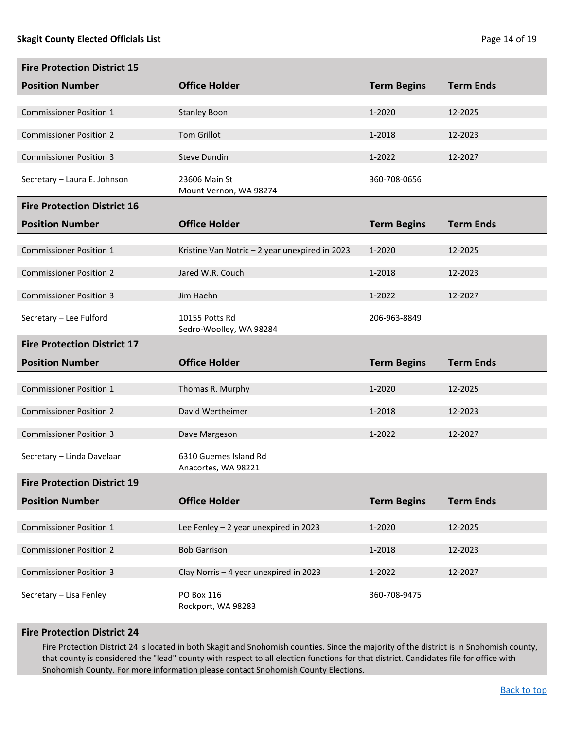## Fire Protection District 15

| Position Number | Office Holder | Term Begins | Term Ends |
|---|---|---|---|
| Commissioner Position 1 | Stanley Boon | 1-2020 | 12-2025 |
| Commissioner Position 2 | Tom Grillot | 1-2018 | 12-2023 |
| Commissioner Position 3 | Steve Dundin | 1-2022 | 12-2027 |
| Secretary – Laura E. Johnson | 23606 Main St<br>Mount Vernon, WA 98274 | 360-708-0656 | |

## Fire Protection District 16

| Position Number | Office Holder | Term Begins | Term Ends |
|---|---|---|---|
| Commissioner Position 1 | Kristine Van Notric – 2 year unexpired in 2023 | 1-2020 | 12-2025 |
| Commissioner Position 2 | Jared W.R. Couch | 1-2018 | 12-2023 |
| Commissioner Position 3 | Jim Haehn | 1-2022 | 12-2027 |
| Secretary – Lee Fulford | 10155 Potts Rd<br>Sedro-Woolley, WA 98284 | 206-963-8849 | |

## Fire Protection District 17

| Position Number | Office Holder | Term Begins | Term Ends |
|---|---|---|---|
| Commissioner Position 1 | Thomas R. Murphy | 1-2020 | 12-2025 |
| Commissioner Position 2 | David Wertheimer | 1-2018 | 12-2023 |
| Commissioner Position 3 | Dave Margeson | 1-2022 | 12-2027 |
| Secretary – Linda Davelaar | 6310 Guemes Island Rd<br>Anacortes, WA 98221 | | |

## Fire Protection District 19

| Position Number | Office Holder | Term Begins | Term Ends |
|---|---|---|---|
| Commissioner Position 1 | Lee Fenley – 2 year unexpired in 2023 | 1-2020 | 12-2025 |
| Commissioner Position 2 | Bob Garrison | 1-2018 | 12-2023 |
| Commissioner Position 3 | Clay Norris – 4 year unexpired in 2023 | 1-2022 | 12-2027 |
| Secretary – Lisa Fenley | PO Box 116<br>Rockport, WA 98283 | 360-708-9475 | |

## Fire Protection District 24

Fire Protection District 24 is located in both Skagit and Snohomish counties. Since the majority of the district is in Snohomish county, that county is considered the "lead" county with respect to all election functions for that district. Candidates file for office with Snohomish County. For more information please contact Snohomish County Elections.

Back to top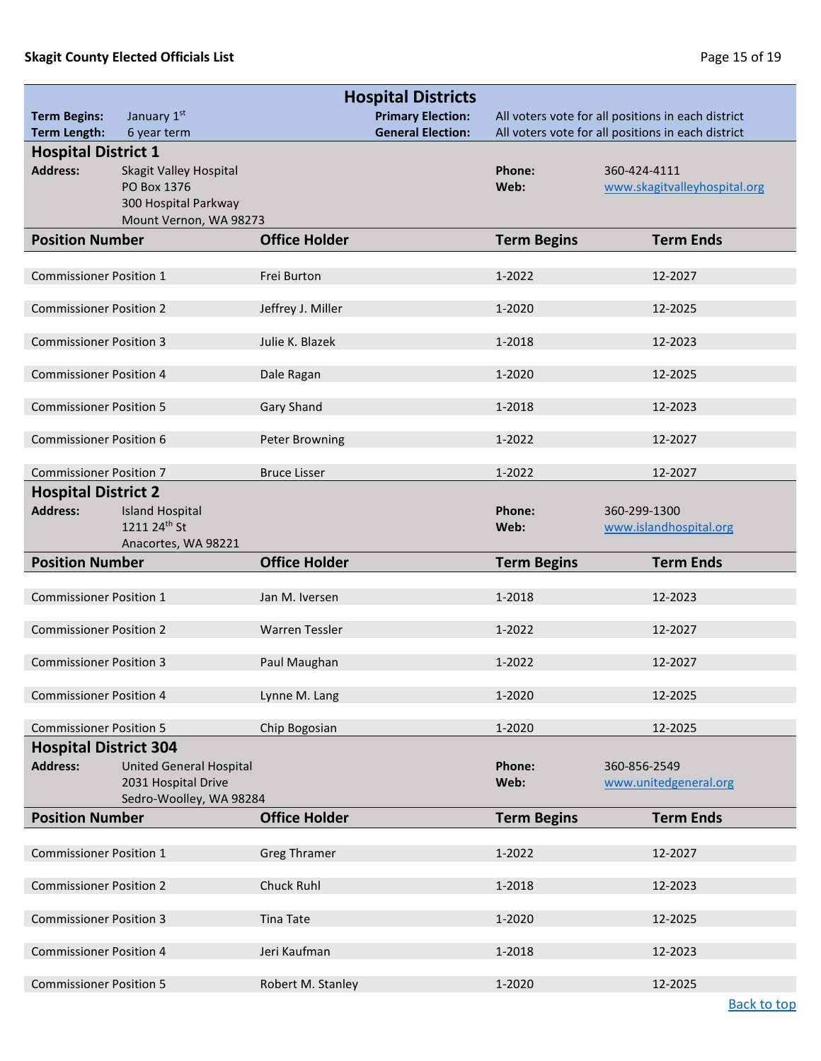## Hospital Districts

**Term Begins:** January 1st
**Term Length:** 6 year term
**Primary Election:** All voters vote for all positions in each district
**General Election:** All voters vote for all positions in each district

### Hospital District 1

**Address:** Skagit Valley Hospital
PO Box 1376
300 Hospital Parkway
Mount Vernon, WA 98273

**Phone:** 360-424-4111
**Web:** www.skagitvalleyhospital.org

| Position Number | Office Holder | Term Begins | Term Ends |
|---|---|---|---|
| Commissioner Position 1 | Frei Burton | 1-2022 | 12-2027 |
| Commissioner Position 2 | Jeffrey J. Miller | 1-2020 | 12-2025 |
| Commissioner Position 3 | Julie K. Blazek | 1-2018 | 12-2023 |
| Commissioner Position 4 | Dale Ragan | 1-2020 | 12-2025 |
| Commissioner Position 5 | Gary Shand | 1-2018 | 12-2023 |
| Commissioner Position 6 | Peter Browning | 1-2022 | 12-2027 |
| Commissioner Position 7 | Bruce Lisser | 1-2022 | 12-2027 |

### Hospital District 2

**Address:** Island Hospital
1211 24th St
Anacortes, WA 98221

**Phone:** 360-299-1300
**Web:** www.islandhospital.org

| Position Number | Office Holder | Term Begins | Term Ends |
|---|---|---|---|
| Commissioner Position 1 | Jan M. Iversen | 1-2018 | 12-2023 |
| Commissioner Position 2 | Warren Tessler | 1-2022 | 12-2027 |
| Commissioner Position 3 | Paul Maughan | 1-2022 | 12-2027 |
| Commissioner Position 4 | Lynne M. Lang | 1-2020 | 12-2025 |
| Commissioner Position 5 | Chip Bogosian | 1-2020 | 12-2025 |

### Hospital District 304

**Address:** United General Hospital
2031 Hospital Drive
Sedro-Woolley, WA 98284

**Phone:** 360-856-2549
**Web:** www.unitedgeneral.org

| Position Number | Office Holder | Term Begins | Term Ends |
|---|---|---|---|
| Commissioner Position 1 | Greg Thramer | 1-2022 | 12-2027 |
| Commissioner Position 2 | Chuck Ruhl | 1-2018 | 12-2023 |
| Commissioner Position 3 | Tina Tate | 1-2020 | 12-2025 |
| Commissioner Position 4 | Jeri Kaufman | 1-2018 | 12-2023 |
| Commissioner Position 5 | Robert M. Stanley | 1-2020 | 12-2025 |

Back to top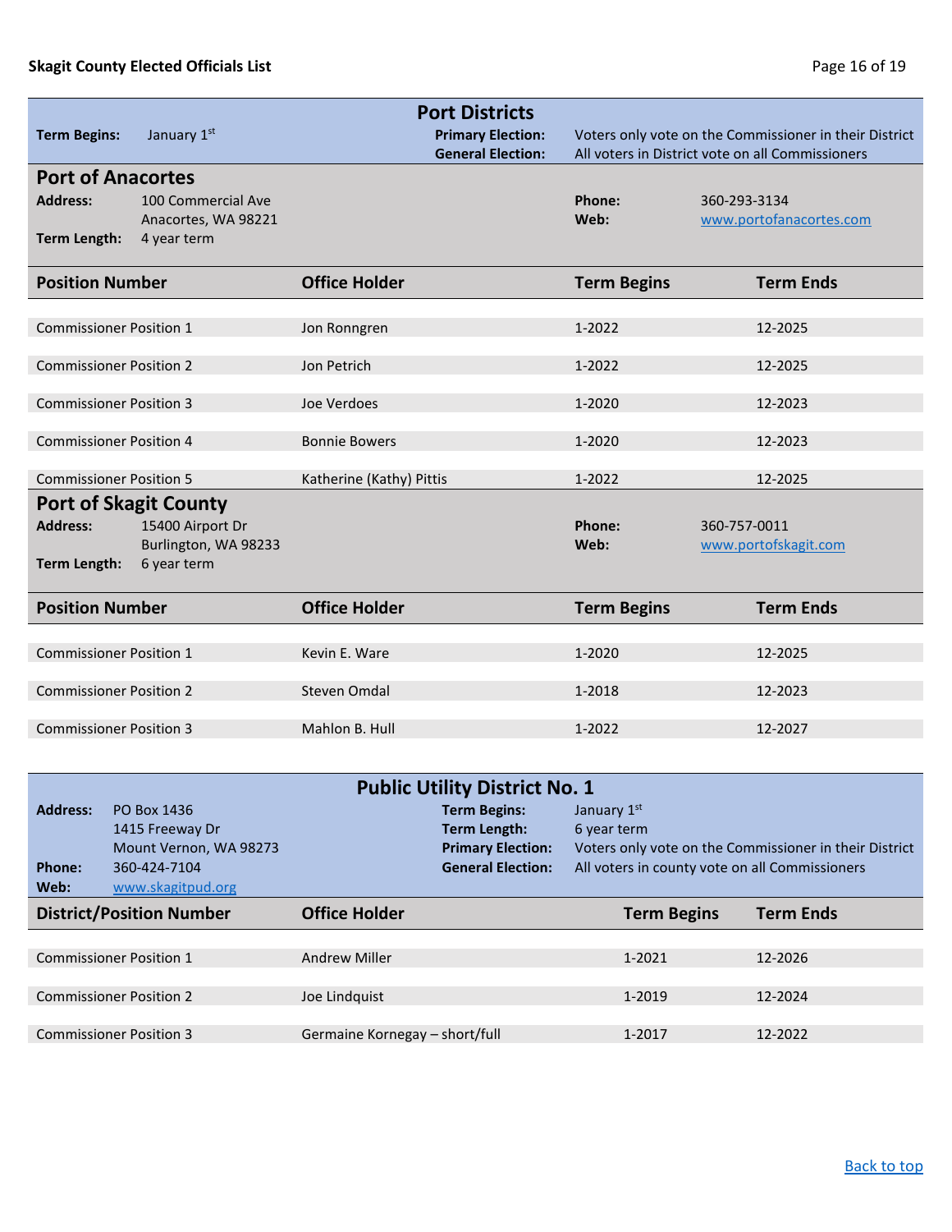## Port Districts

**Term Begins:** January 1st

**Primary Election:** Voters only vote on the Commissioner in their District
**General Election:** All voters in District vote on all Commissioners

### Port of Anacortes

**Address:** 100 Commercial Ave
Anacortes, WA 98221
**Term Length:** 4 year term
**Phone:** 360-293-3134
**Web:** www.portofanacortes.com

| Position Number | Office Holder | Term Begins | Term Ends |
|---|---|---|---|
| Commissioner Position 1 | Jon Ronngren | 1-2022 | 12-2025 |
| Commissioner Position 2 | Jon Petrich | 1-2022 | 12-2025 |
| Commissioner Position 3 | Joe Verdoes | 1-2020 | 12-2023 |
| Commissioner Position 4 | Bonnie Bowers | 1-2020 | 12-2023 |
| Commissioner Position 5 | Katherine (Kathy) Pittis | 1-2022 | 12-2025 |

### Port of Skagit County

**Address:** 15400 Airport Dr
Burlington, WA 98233
**Term Length:** 6 year term
**Phone:** 360-757-0011
**Web:** www.portofskagit.com

| Position Number | Office Holder | Term Begins | Term Ends |
|---|---|---|---|
| Commissioner Position 1 | Kevin E. Ware | 1-2020 | 12-2025 |
| Commissioner Position 2 | Steven Omdal | 1-2018 | 12-2023 |
| Commissioner Position 3 | Mahlon B. Hull | 1-2022 | 12-2027 |

## Public Utility District No. 1

**Address:** PO Box 1436
1415 Freeway Dr
Mount Vernon, WA 98273
**Phone:** 360-424-7104
**Web:** www.skagitpud.org

**Term Begins:** January 1st
**Term Length:** 6 year term
**Primary Election:** Voters only vote on the Commissioner in their District
**General Election:** All voters in county vote on all Commissioners

| District/Position Number | Office Holder | Term Begins | Term Ends |
|---|---|---|---|
| Commissioner Position 1 | Andrew Miller | 1-2021 | 12-2026 |
| Commissioner Position 2 | Joe Lindquist | 1-2019 | 12-2024 |
| Commissioner Position 3 | Germaine Kornegay – short/full | 1-2017 | 12-2022 |

Back to top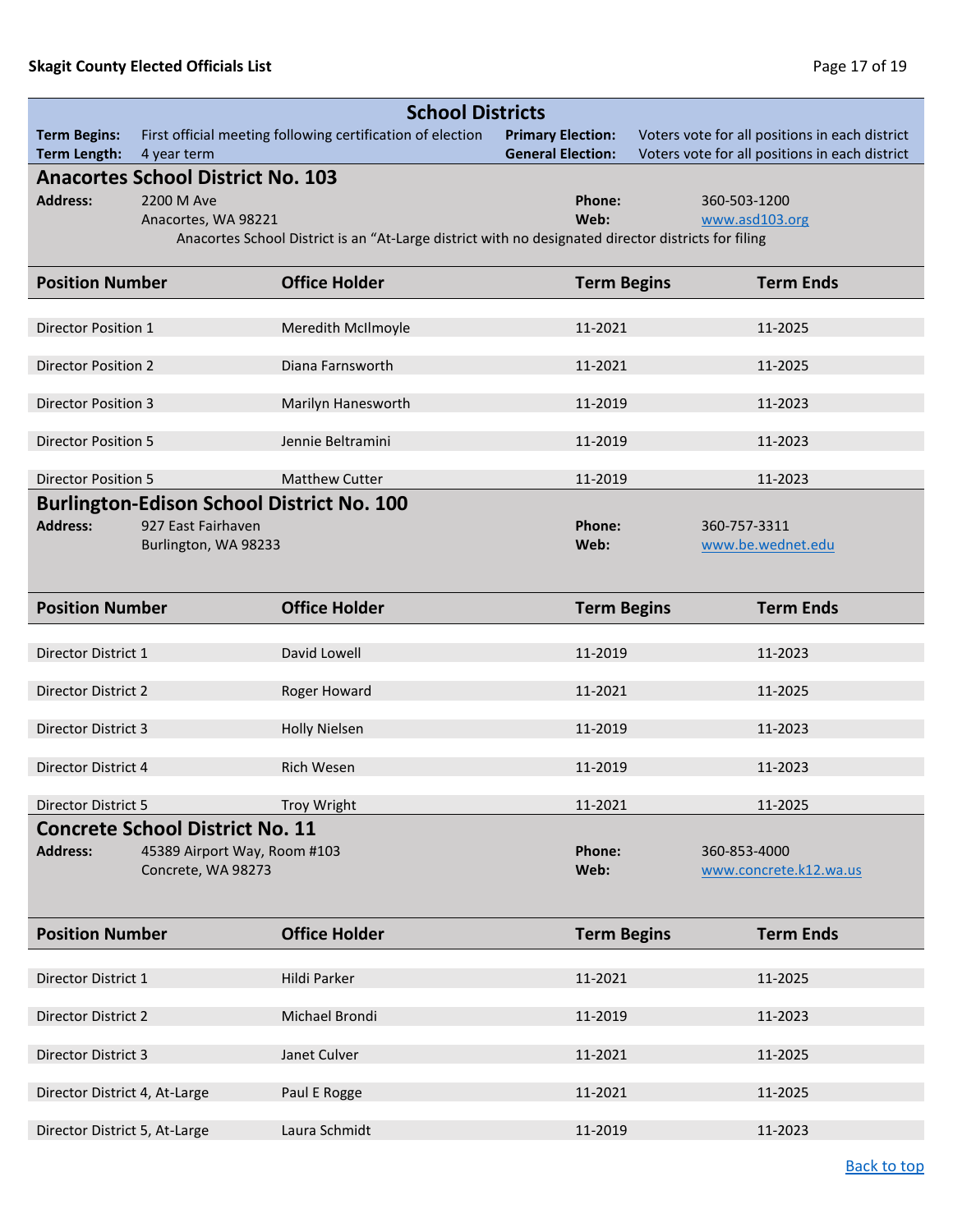# School Districts

**Term Begins:** First official meeting following certification of election
**Term Length:** 4 year term
**Primary Election:** Voters vote for all positions in each district
**General Election:** Voters vote for all positions in each district

## Anacortes School District No. 103

**Address:** 2200 M Ave
Anacortes, WA 98221

**Phone:** 360-503-1200
**Web:** www.asd103.org

Anacortes School District is an "At-Large district with no designated director districts for filing

| Position Number | Office Holder | Term Begins | Term Ends |
|---|---|---|---|
| Director Position 1 | Meredith McIlmoyle | 11-2021 | 11-2025 |
| Director Position 2 | Diana Farnsworth | 11-2021 | 11-2025 |
| Director Position 3 | Marilyn Hanesworth | 11-2019 | 11-2023 |
| Director Position 5 | Jennie Beltramini | 11-2019 | 11-2023 |
| Director Position 5 | Matthew Cutter | 11-2019 | 11-2023 |

## Burlington-Edison School District No. 100

**Address:** 927 East Fairhaven
Burlington, WA 98233

**Phone:** 360-757-3311
**Web:** www.be.wednet.edu

| Position Number | Office Holder | Term Begins | Term Ends |
|---|---|---|---|
| Director District 1 | David Lowell | 11-2019 | 11-2023 |
| Director District 2 | Roger Howard | 11-2021 | 11-2025 |
| Director District 3 | Holly Nielsen | 11-2019 | 11-2023 |
| Director District 4 | Rich Wesen | 11-2019 | 11-2023 |
| Director District 5 | Troy Wright | 11-2021 | 11-2025 |

## Concrete School District No. 11

**Address:** 45389 Airport Way, Room #103
Concrete, WA 98273

**Phone:** 360-853-4000
**Web:** www.concrete.k12.wa.us

| Position Number | Office Holder | Term Begins | Term Ends |
|---|---|---|---|
| Director District 1 | Hildi Parker | 11-2021 | 11-2025 |
| Director District 2 | Michael Brondi | 11-2019 | 11-2023 |
| Director District 3 | Janet Culver | 11-2021 | 11-2025 |
| Director District 4, At-Large | Paul E Rogge | 11-2021 | 11-2025 |
| Director District 5, At-Large | Laura Schmidt | 11-2019 | 11-2023 |

Back to top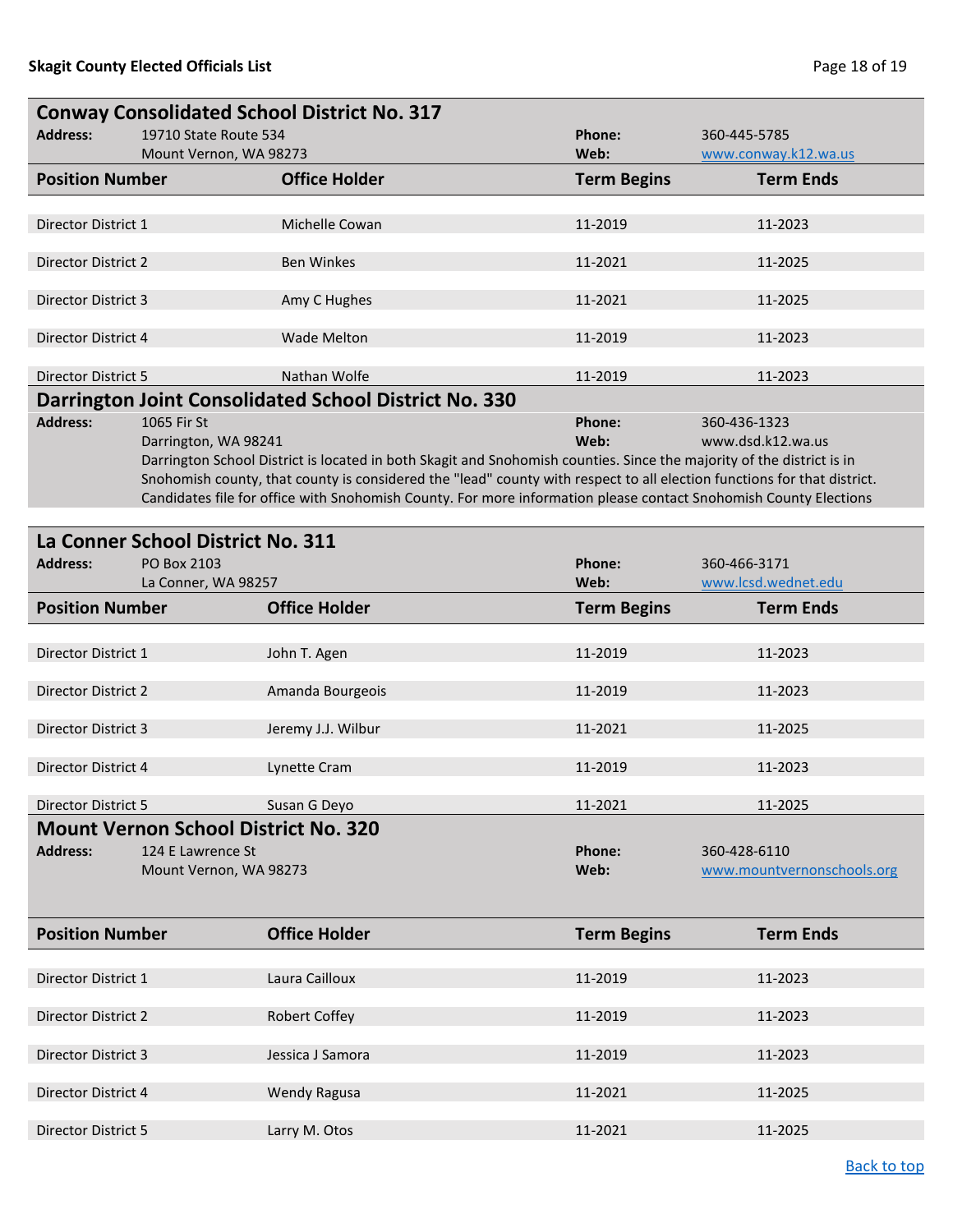## Conway Consolidated School District No. 317

**Address:** 19710 State Route 534
Mount Vernon, WA 98273

**Phone:** 360-445-5785
**Web:** www.conway.k12.wa.us

| Position Number | Office Holder | Term Begins | Term Ends |
|---|---|---|---|
| Director District 1 | Michelle Cowan | 11-2019 | 11-2023 |
| Director District 2 | Ben Winkes | 11-2021 | 11-2025 |
| Director District 3 | Amy C Hughes | 11-2021 | 11-2025 |
| Director District 4 | Wade Melton | 11-2019 | 11-2023 |
| Director District 5 | Nathan Wolfe | 11-2019 | 11-2023 |

## Darrington Joint Consolidated School District No. 330

**Address:** 1065 Fir St
Darrington, WA 98241

**Phone:** 360-436-1323
**Web:** www.dsd.k12.wa.us

Darrington School District is located in both Skagit and Snohomish counties. Since the majority of the district is in Snohomish county, that county is considered the "lead" county with respect to all election functions for that district. Candidates file for office with Snohomish County. For more information please contact Snohomish County Elections

## La Conner School District No. 311

**Address:** PO Box 2103
La Conner, WA 98257

**Phone:** 360-466-3171
**Web:** www.lcsd.wednet.edu

| Position Number | Office Holder | Term Begins | Term Ends |
|---|---|---|---|
| Director District 1 | John T. Agen | 11-2019 | 11-2023 |
| Director District 2 | Amanda Bourgeois | 11-2019 | 11-2023 |
| Director District 3 | Jeremy J.J. Wilbur | 11-2021 | 11-2025 |
| Director District 4 | Lynette Cram | 11-2019 | 11-2023 |
| Director District 5 | Susan G Deyo | 11-2021 | 11-2025 |

## Mount Vernon School District No. 320

**Address:** 124 E Lawrence St
Mount Vernon, WA 98273

**Phone:** 360-428-6110
**Web:** www.mountvernonschools.org

| Position Number | Office Holder | Term Begins | Term Ends |
|---|---|---|---|
| Director District 1 | Laura Cailloux | 11-2019 | 11-2023 |
| Director District 2 | Robert Coffey | 11-2019 | 11-2023 |
| Director District 3 | Jessica J Samora | 11-2019 | 11-2023 |
| Director District 4 | Wendy Ragusa | 11-2021 | 11-2025 |
| Director District 5 | Larry M. Otos | 11-2021 | 11-2025 |

Back to top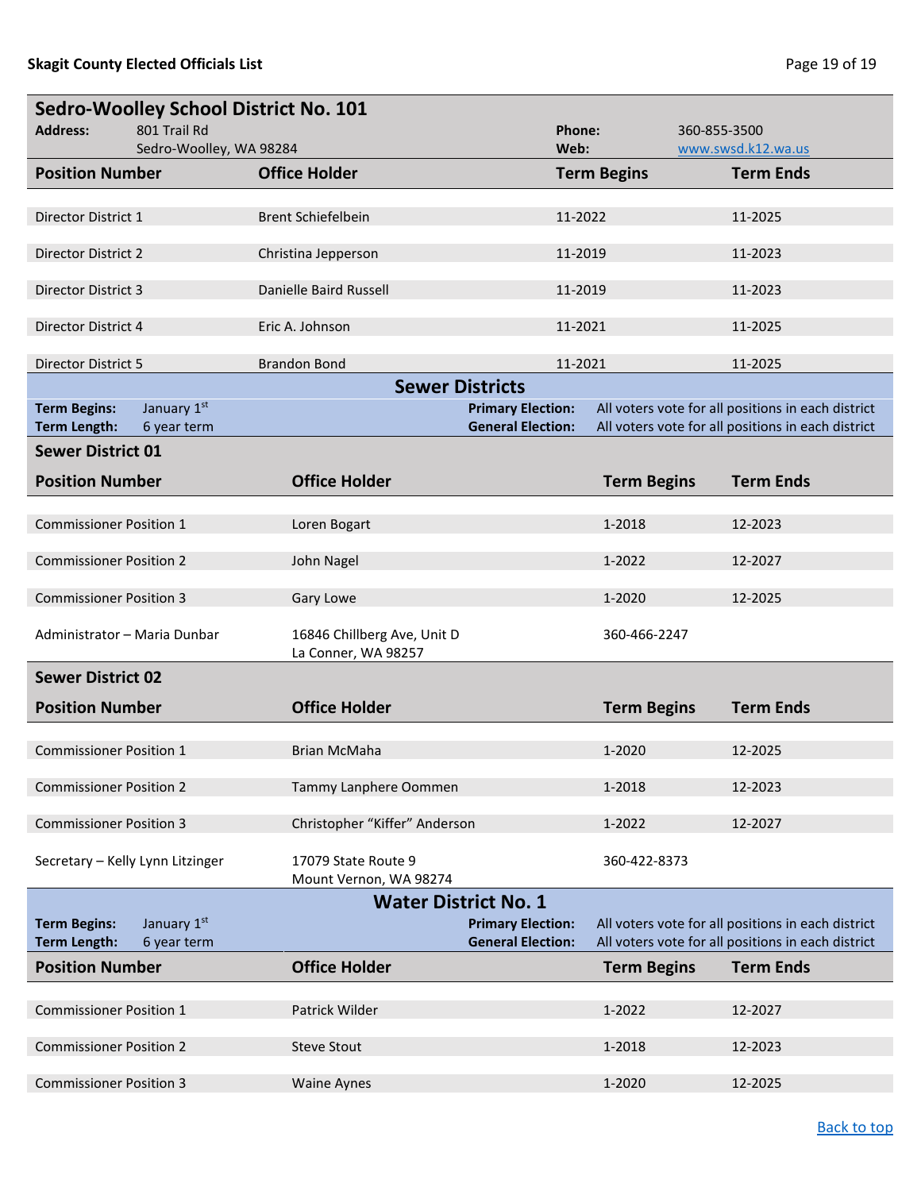## Sedro-Woolley School District No. 101

**Address:** 801 Trail Rd
Sedro-Woolley, WA 98284

**Phone:** 360-855-3500
**Web:** www.swsd.k12.wa.us

| Position Number | Office Holder | Term Begins | Term Ends |
|---|---|---|---|
| Director District 1 | Brent Schiefelbein | 11-2022 | 11-2025 |
| Director District 2 | Christina Jepperson | 11-2019 | 11-2023 |
| Director District 3 | Danielle Baird Russell | 11-2019 | 11-2023 |
| Director District 4 | Eric A. Johnson | 11-2021 | 11-2025 |
| Director District 5 | Brandon Bond | 11-2021 | 11-2025 |

## Sewer Districts

**Term Begins:** January 1st
**Term Length:** 6 year term
**Primary Election:** All voters vote for all positions in each district
**General Election:** All voters vote for all positions in each district

### Sewer District 01

| Position Number | Office Holder | Term Begins | Term Ends |
|---|---|---|---|
| Commissioner Position 1 | Loren Bogart | 1-2018 | 12-2023 |
| Commissioner Position 2 | John Nagel | 1-2022 | 12-2027 |
| Commissioner Position 3 | Gary Lowe | 1-2020 | 12-2025 |
| Administrator – Maria Dunbar | 16846 Chillberg Ave, Unit D La Conner, WA 98257 | 360-466-2247 | |

### Sewer District 02

| Position Number | Office Holder | Term Begins | Term Ends |
|---|---|---|---|
| Commissioner Position 1 | Brian McMaha | 1-2020 | 12-2025 |
| Commissioner Position 2 | Tammy Lanphere Oommen | 1-2018 | 12-2023 |
| Commissioner Position 3 | Christopher “Kiffer” Anderson | 1-2022 | 12-2027 |
| Secretary – Kelly Lynn Litzinger | 17079 State Route 9 Mount Vernon, WA 98274 | 360-422-8373 | |

## Water District No. 1

**Term Begins:** January 1st
**Term Length:** 6 year term
**Primary Election:** All voters vote for all positions in each district
**General Election:** All voters vote for all positions in each district

| Position Number | Office Holder | Term Begins | Term Ends |
|---|---|---|---|
| Commissioner Position 1 | Patrick Wilder | 1-2022 | 12-2027 |
| Commissioner Position 2 | Steve Stout | 1-2018 | 12-2023 |
| Commissioner Position 3 | Waine Aynes | 1-2020 | 12-2025 |

Back to top